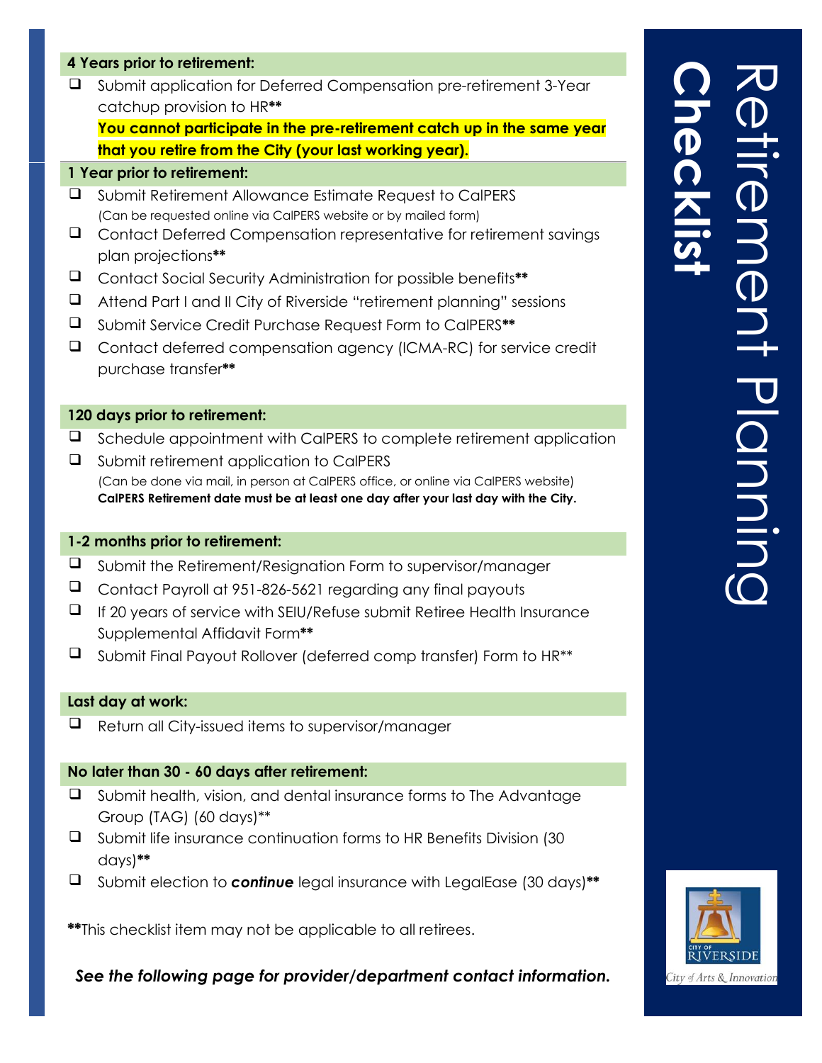# Retirement Planning Checklist

## 4 Years prior to retirement:

- ❑ Submit application for Deferred Compensation pre-retirement 3-Year catchup provision to HR**
  **You cannot participate in the pre-retirement catch up in the same year that you retire from the City (your last working year).**

## 1 Year prior to retirement:

- ❑ Submit Retirement Allowance Estimate Request to CalPERS
  (Can be requested online via CalPERS website or by mailed form)
- ❑ Contact Deferred Compensation representative for retirement savings plan projections**
- ❑ Contact Social Security Administration for possible benefits**
- ❑ Attend Part I and II City of Riverside "retirement planning" sessions
- ❑ Submit Service Credit Purchase Request Form to CalPERS**
- ❑ Contact deferred compensation agency (ICMA-RC) for service credit purchase transfer**

## 120 days prior to retirement:

- ❑ Schedule appointment with CalPERS to complete retirement application
- ❑ Submit retirement application to CalPERS
  (Can be done via mail, in person at CalPERS office, or online via CalPERS website)
  **CalPERS Retirement date must be at least one day after your last day with the City.**

## 1-2 months prior to retirement:

- ❑ Submit the Retirement/Resignation Form to supervisor/manager
- ❑ Contact Payroll at 951-826-5621 regarding any final payouts
- ❑ If 20 years of service with SEIU/Refuse submit Retiree Health Insurance Supplemental Affidavit Form**
- ❑ Submit Final Payout Rollover (deferred comp transfer) Form to HR**

## Last day at work:

- ❑ Return all City-issued items to supervisor/manager

## No later than 30 - 60 days after retirement:

- ❑ Submit health, vision, and dental insurance forms to The Advantage Group (TAG) (60 days)**
- ❑ Submit life insurance continuation forms to HR Benefits Division (30 days)**
- ❑ Submit election to ***continue*** legal insurance with LegalEase (30 days)**

**This checklist item may not be applicable to all retirees.

***See the following page for provider/department contact information.***

CITY OF RIVERSIDE
City of Arts & Innovation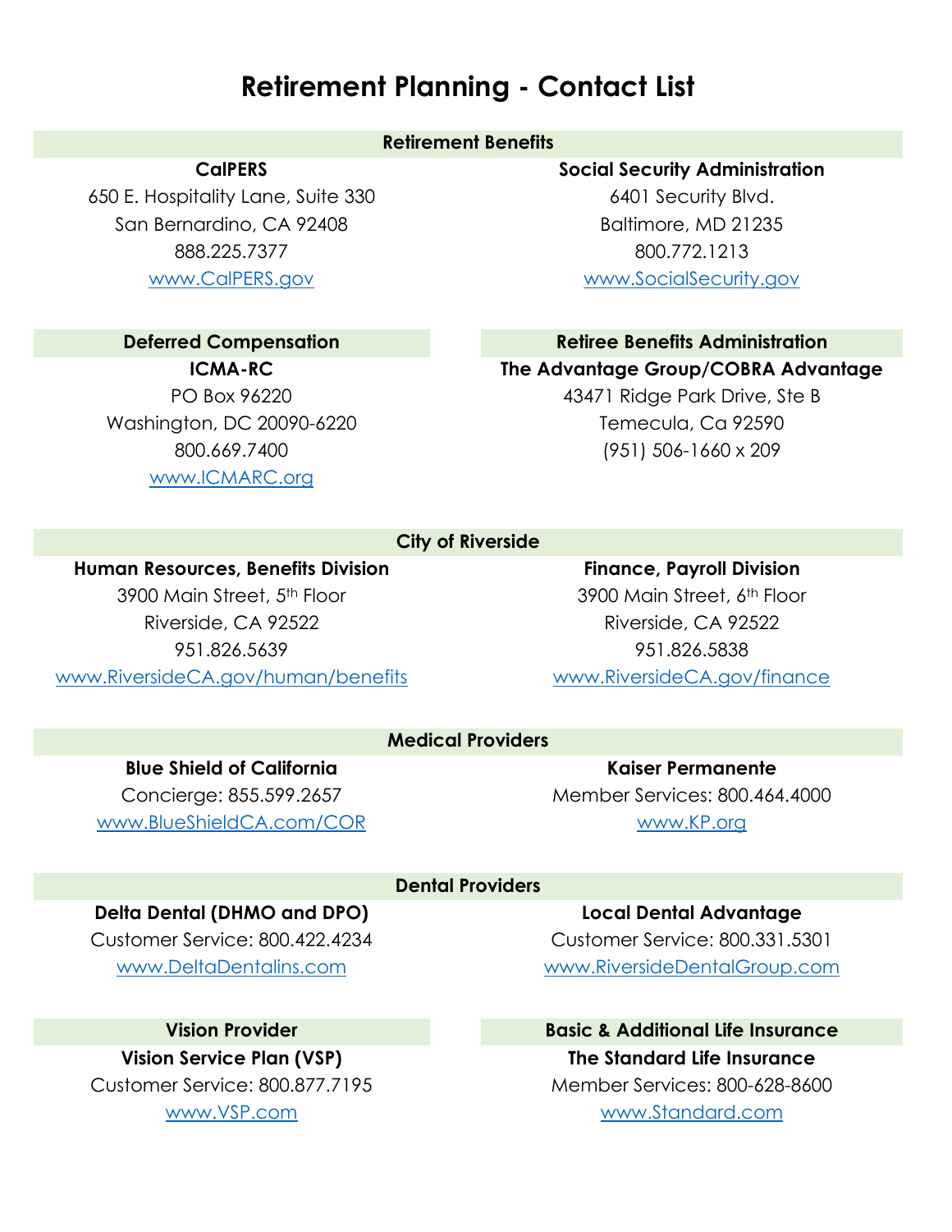# Retirement Planning - Contact List

## Retirement Benefits

**CalPERS**
650 E. Hospitality Lane, Suite 330
San Bernardino, CA 92408
888.225.7377
www.CalPERS.gov

**Social Security Administration**
6401 Security Blvd.
Baltimore, MD 21235
800.772.1213
www.SocialSecurity.gov

## Deferred Compensation

**ICMA-RC**
PO Box 96220
Washington, DC 20090-6220
800.669.7400
www.ICMARC.org

## Retiree Benefits Administration

**The Advantage Group/COBRA Advantage**
43471 Ridge Park Drive, Ste B
Temecula, Ca 92590
(951) 506-1660 x 209

## City of Riverside

**Human Resources, Benefits Division**
3900 Main Street, 5th Floor
Riverside, CA 92522
951.826.5639
www.RiversideCA.gov/human/benefits

**Finance, Payroll Division**
3900 Main Street, 6th Floor
Riverside, CA 92522
951.826.5838
www.RiversideCA.gov/finance

## Medical Providers

**Blue Shield of California**
Concierge: 855.599.2657
www.BlueShieldCA.com/COR

**Kaiser Permanente**
Member Services: 800.464.4000
www.KP.org

## Dental Providers

**Delta Dental (DHMO and DPO)**
Customer Service: 800.422.4234
www.DeltaDentalins.com

**Local Dental Advantage**
Customer Service: 800.331.5301
www.RiversideDentalGroup.com

## Vision Provider

**Vision Service Plan (VSP)**
Customer Service: 800.877.7195
www.VSP.com

## Basic & Additional Life Insurance

**The Standard Life Insurance**
Member Services: 800-628-8600
www.Standard.com